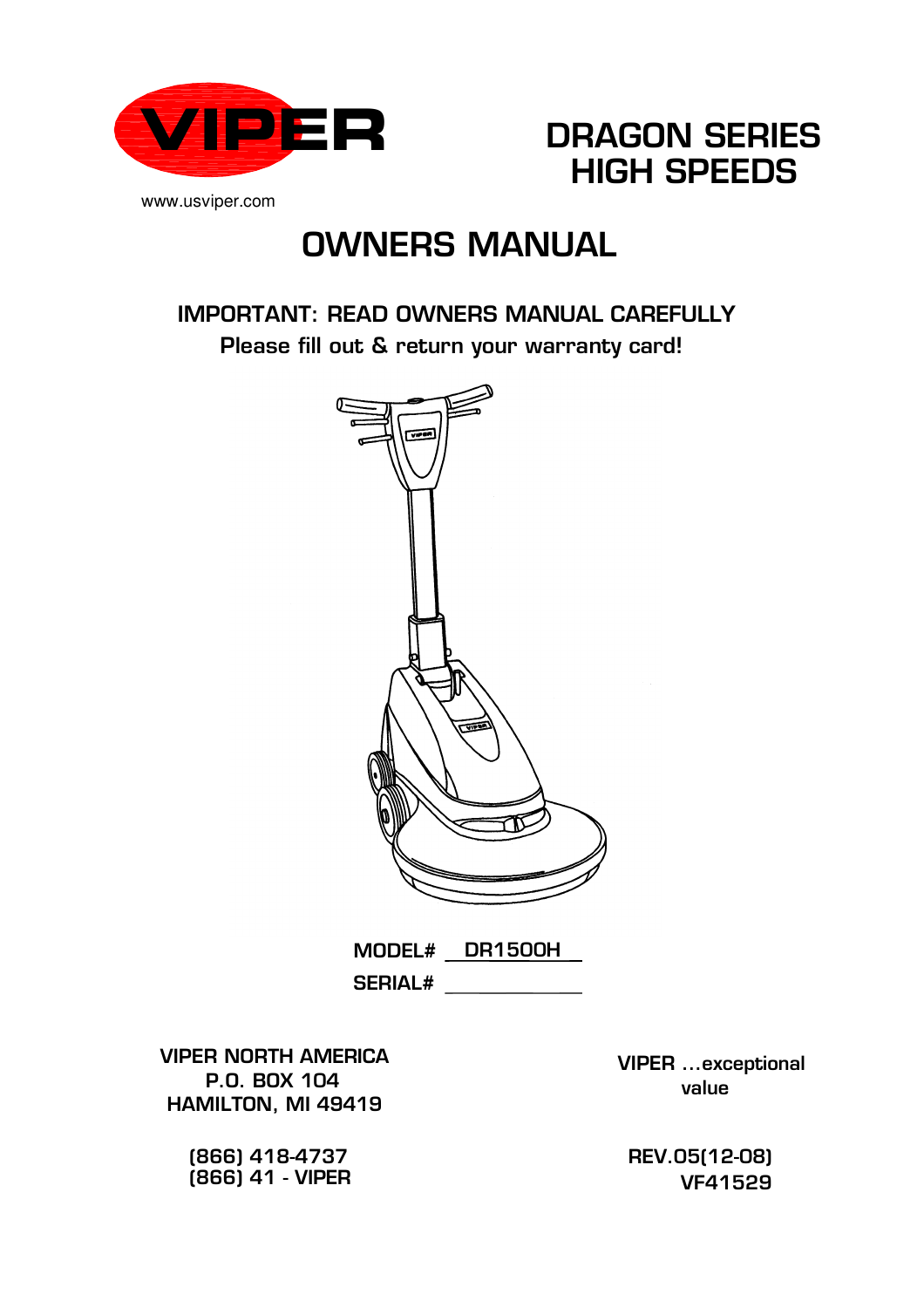VIPER

www.usviper.com

# DRAGON SERIES HIGH SPEEDS

# OWNERS MANUAL

**IMPORTANT: READ OWNERS MANUAL CAREFULLY**

**Please fill out & return your warranty card!**

MODEL# DR1500H

SERIAL# ____________

VIPER NORTH AMERICA
P.O. BOX 104
HAMILTON, MI 49419

(866) 418-4737
(866) 41 - VIPER

VIPER …exceptional value

REV.05(12-08)
VF41529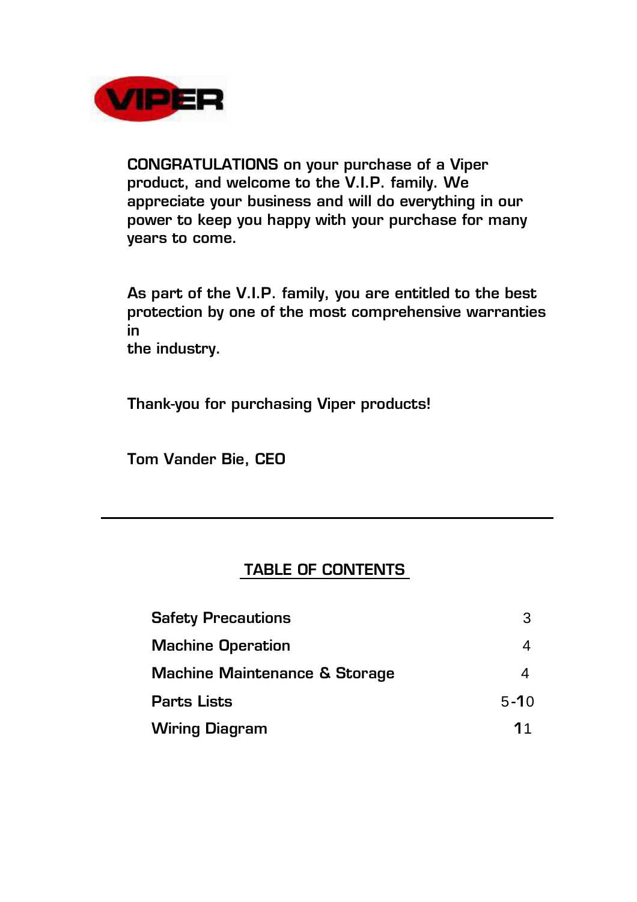VIPER

**CONGRATULATIONS** on your purchase of a Viper product, and welcome to the V.I.P. family. We appreciate your business and will do everything in our power to keep you happy with your purchase for many years to come.

As part of the V.I.P. family, you are entitled to the best protection by one of the most comprehensive warranties in the industry.

Thank-you for purchasing Viper products!

Tom Vander Bie, CEO

---

## TABLE OF CONTENTS

| | |
|---|---|
| Safety Precautions | 3 |
| Machine Operation | 4 |
| Machine Maintenance & Storage | 4 |
| Parts Lists | 5-10 |
| Wiring Diagram | 11 |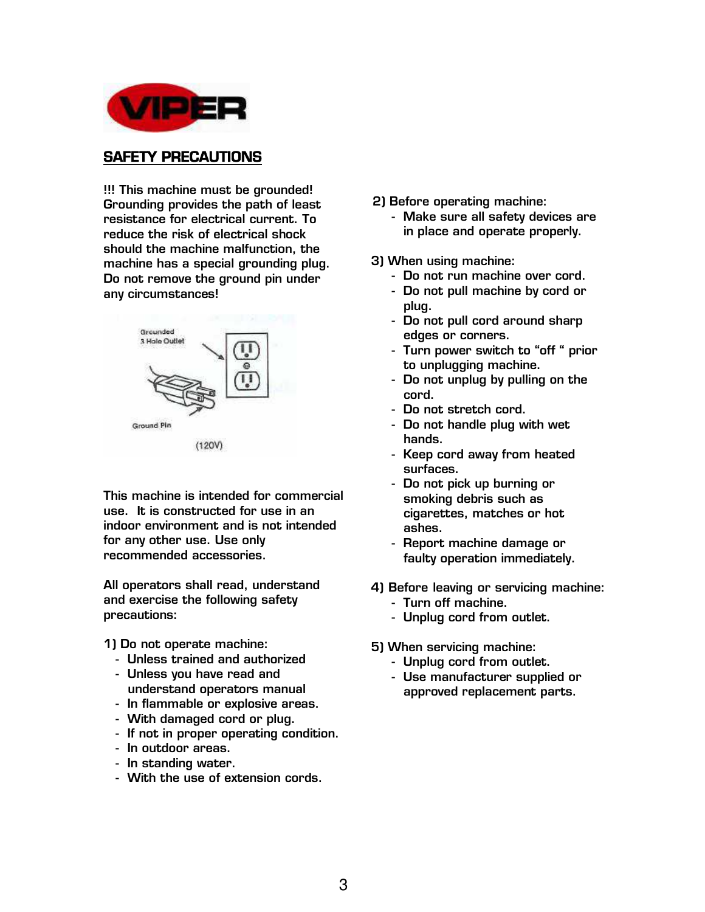## SAFETY PRECAUTIONS

!!! This machine must be grounded! Grounding provides the path of least resistance for electrical current. To reduce the risk of electrical shock should the machine malfunction, the machine has a special grounding plug. Do not remove the ground pin under any circumstances!

Grounded 3 Hole Outlet

Ground Pin

(120V)

This machine is intended for commercial use. It is constructed for use in an indoor environment and is not intended for any other use. Use only recommended accessories.

All operators shall read, understand and exercise the following safety precautions:

1) Do not operate machine:
   - Unless trained and authorized
   - Unless you have read and understand operators manual
   - In flammable or explosive areas.
   - With damaged cord or plug.
   - If not in proper operating condition.
   - In outdoor areas.
   - In standing water.
   - With the use of extension cords.

2) Before operating machine:
   - Make sure all safety devices are in place and operate properly.

3) When using machine:
   - Do not run machine over cord.
   - Do not pull machine by cord or plug.
   - Do not pull cord around sharp edges or corners.
   - Turn power switch to "off " prior to unplugging machine.
   - Do not unplug by pulling on the cord.
   - Do not stretch cord.
   - Do not handle plug with wet hands.
   - Keep cord away from heated surfaces.
   - Do not pick up burning or smoking debris such as cigarettes, matches or hot ashes.
   - Report machine damage or faulty operation immediately.

4) Before leaving or servicing machine:
   - Turn off machine.
   - Unplug cord from outlet.

5) When servicing machine:
   - Unplug cord from outlet.
   - Use manufacturer supplied or approved replacement parts.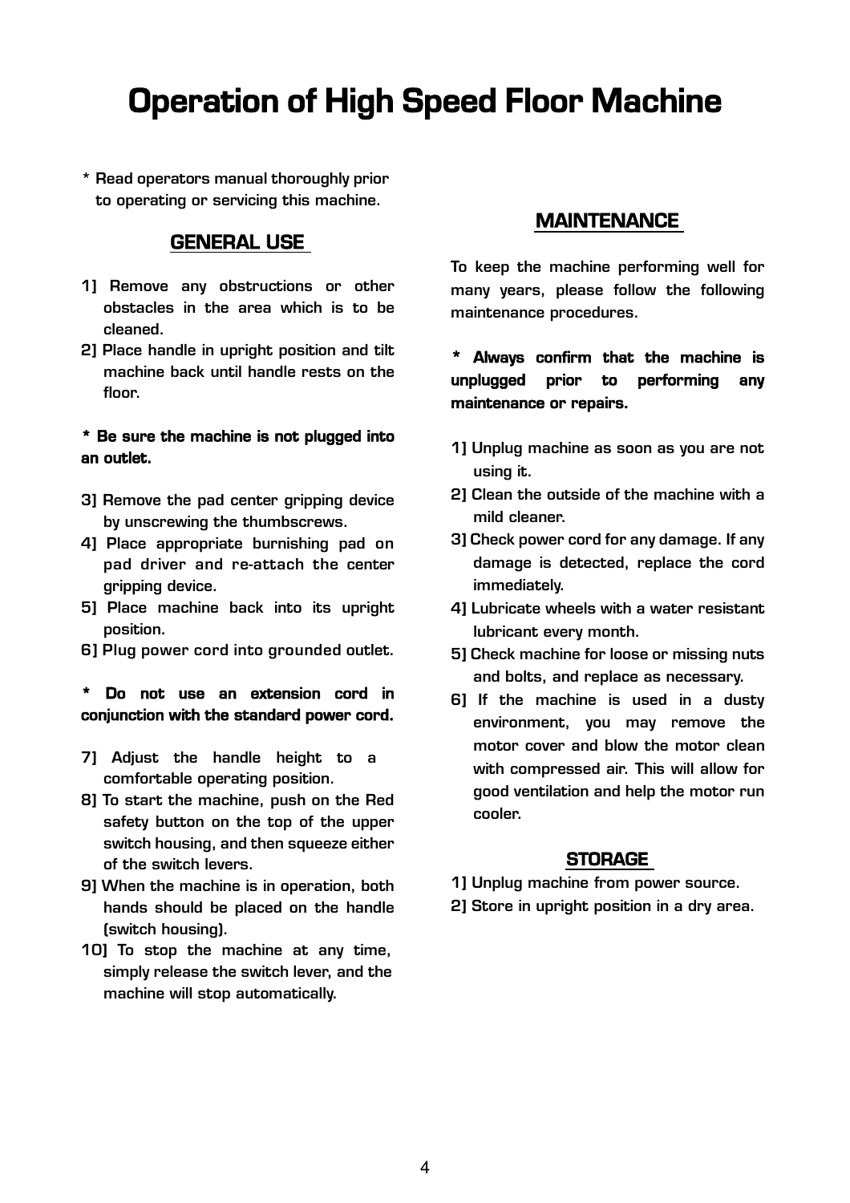# Operation of High Speed Floor Machine

* Read operators manual thoroughly prior to operating or servicing this machine.

## GENERAL USE

1] Remove any obstructions or other obstacles in the area which is to be cleaned.

2] Place handle in upright position and tilt machine back until handle rests on the floor.

**\* Be sure the machine is not plugged into an outlet.**

3] Remove the pad center gripping device by unscrewing the thumbscrews.

4] Place appropriate burnishing pad on pad driver and re-attach the center gripping device.

5] Place machine back into its upright position.

6] Plug power cord into grounded outlet.

**\* Do not use an extension cord in conjunction with the standard power cord.**

7] Adjust the handle height to a comfortable operating position.

8] To start the machine, push on the Red safety button on the top of the upper switch housing, and then squeeze either of the switch levers.

9] When the machine is in operation, both hands should be placed on the handle (switch housing).

10] To stop the machine at any time, simply release the switch lever, and the machine will stop automatically.

## MAINTENANCE

To keep the machine performing well for many years, please follow the following maintenance procedures.

**\* Always confirm that the machine is unplugged prior to performing any maintenance or repairs.**

1] Unplug machine as soon as you are not using it.

2] Clean the outside of the machine with a mild cleaner.

3] Check power cord for any damage. If any damage is detected, replace the cord immediately.

4] Lubricate wheels with a water resistant lubricant every month.

5] Check machine for loose or missing nuts and bolts, and replace as necessary.

6] If the machine is used in a dusty environment, you may remove the motor cover and blow the motor clean with compressed air. This will allow for good ventilation and help the motor run cooler.

## STORAGE

1] Unplug machine from power source.

2] Store in upright position in a dry area.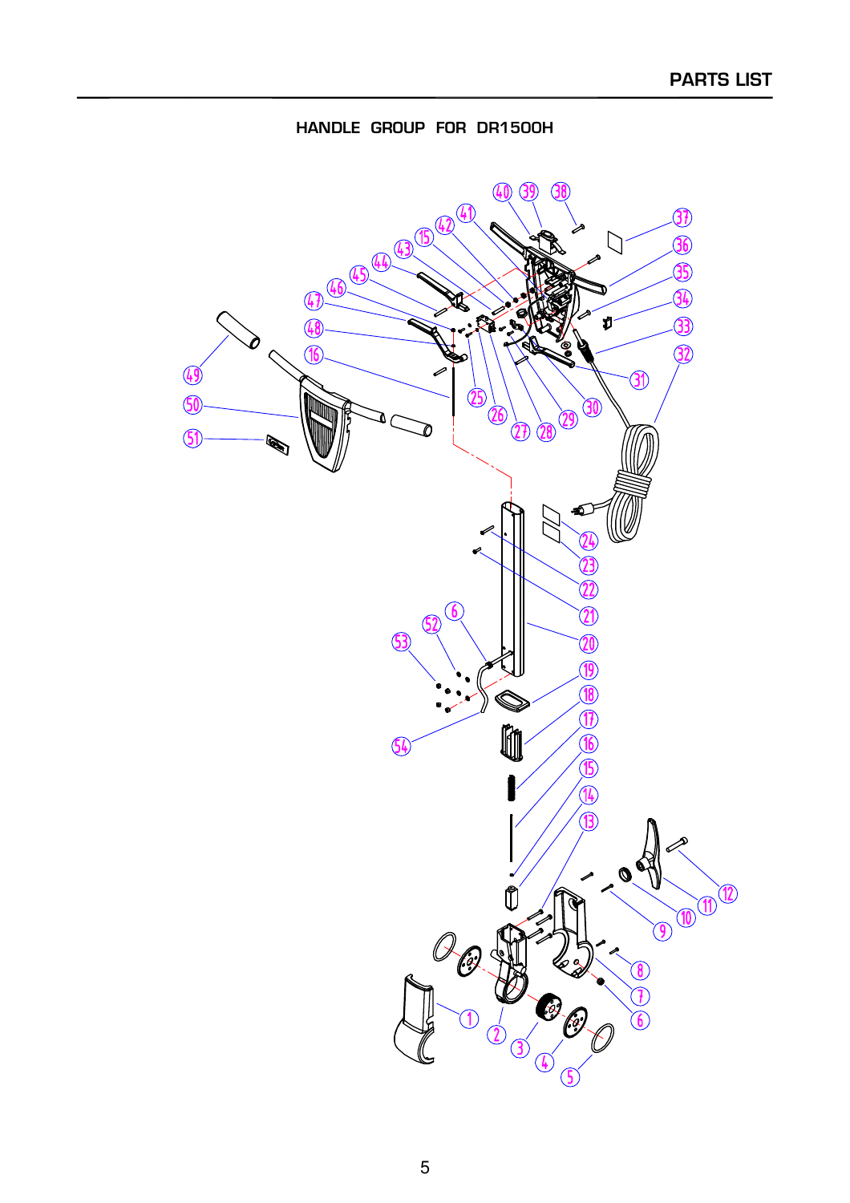HANDLE GROUP FOR DR1500H

40 39 38
41 37
42 36
15
43 35
44
45 34
46
47 33
48
16 32
49 31
50 30
25 26 27 28 29
51

24
23
22
21
20
52 6
53
19
18
54
17
16
15
14
13

12
11
10
9

8
7
1 6
2 3 4 5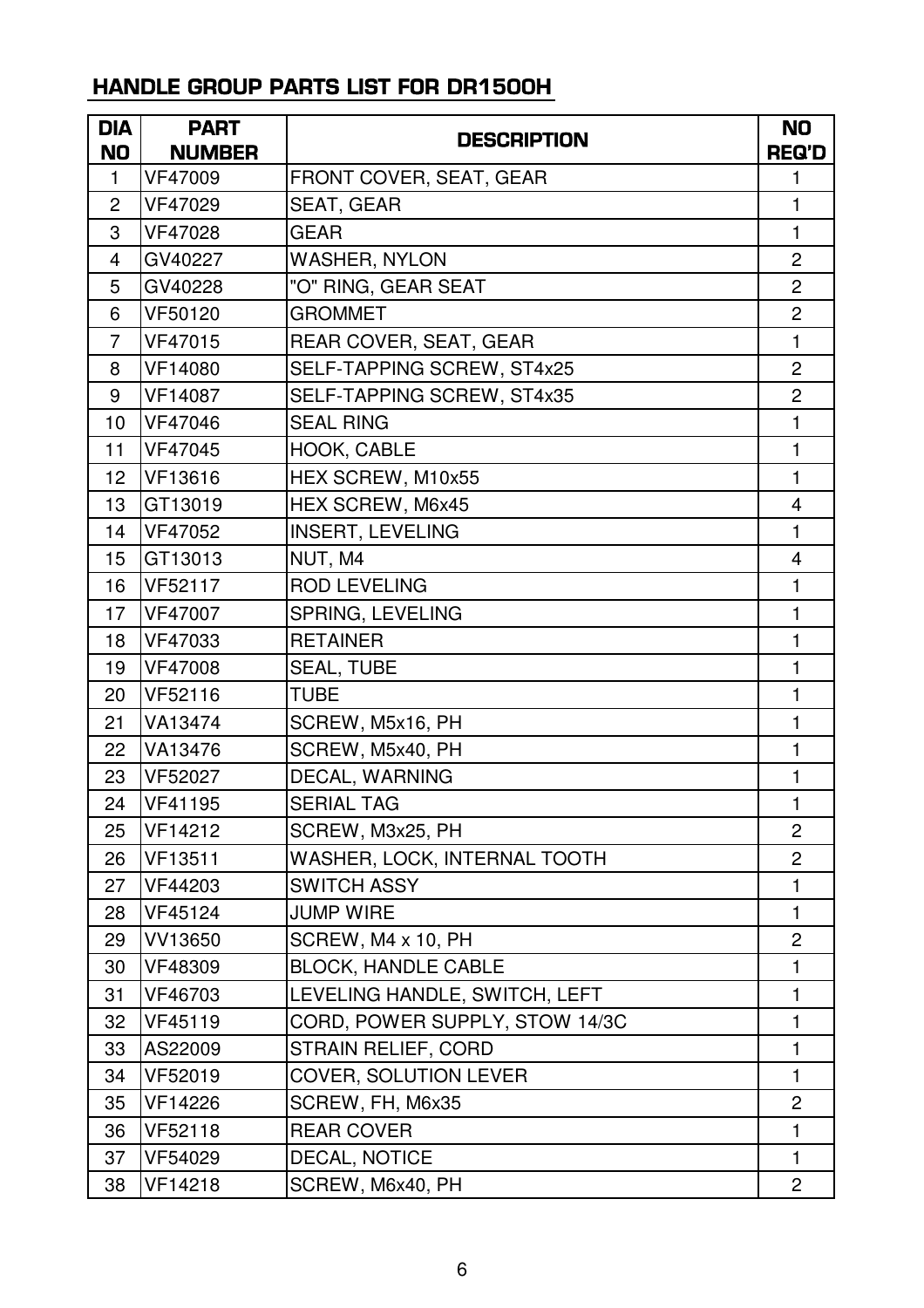## HANDLE GROUP PARTS LIST FOR DR1500H

| DIA NO | PART NUMBER | DESCRIPTION | NO REQ'D |
|---|---|---|---|
| 1 | VF47009 | FRONT COVER, SEAT, GEAR | 1 |
| 2 | VF47029 | SEAT, GEAR | 1 |
| 3 | VF47028 | GEAR | 1 |
| 4 | GV40227 | WASHER, NYLON | 2 |
| 5 | GV40228 | "O" RING, GEAR SEAT | 2 |
| 6 | VF50120 | GROMMET | 2 |
| 7 | VF47015 | REAR COVER, SEAT, GEAR | 1 |
| 8 | VF14080 | SELF-TAPPING SCREW, ST4x25 | 2 |
| 9 | VF14087 | SELF-TAPPING SCREW, ST4x35 | 2 |
| 10 | VF47046 | SEAL RING | 1 |
| 11 | VF47045 | HOOK, CABLE | 1 |
| 12 | VF13616 | HEX SCREW, M10x55 | 1 |
| 13 | GT13019 | HEX SCREW, M6x45 | 4 |
| 14 | VF47052 | INSERT, LEVELING | 1 |
| 15 | GT13013 | NUT, M4 | 4 |
| 16 | VF52117 | ROD LEVELING | 1 |
| 17 | VF47007 | SPRING, LEVELING | 1 |
| 18 | VF47033 | RETAINER | 1 |
| 19 | VF47008 | SEAL, TUBE | 1 |
| 20 | VF52116 | TUBE | 1 |
| 21 | VA13474 | SCREW, M5x16, PH | 1 |
| 22 | VA13476 | SCREW, M5x40, PH | 1 |
| 23 | VF52027 | DECAL, WARNING | 1 |
| 24 | VF41195 | SERIAL TAG | 1 |
| 25 | VF14212 | SCREW, M3x25, PH | 2 |
| 26 | VF13511 | WASHER, LOCK, INTERNAL TOOTH | 2 |
| 27 | VF44203 | SWITCH ASSY | 1 |
| 28 | VF45124 | JUMP WIRE | 1 |
| 29 | VV13650 | SCREW, M4 x 10, PH | 2 |
| 30 | VF48309 | BLOCK, HANDLE CABLE | 1 |
| 31 | VF46703 | LEVELING HANDLE, SWITCH, LEFT | 1 |
| 32 | VF45119 | CORD, POWER SUPPLY, STOW 14/3C | 1 |
| 33 | AS22009 | STRAIN RELIEF, CORD | 1 |
| 34 | VF52019 | COVER, SOLUTION LEVER | 1 |
| 35 | VF14226 | SCREW, FH, M6x35 | 2 |
| 36 | VF52118 | REAR COVER | 1 |
| 37 | VF54029 | DECAL, NOTICE | 1 |
| 38 | VF14218 | SCREW, M6x40, PH | 2 |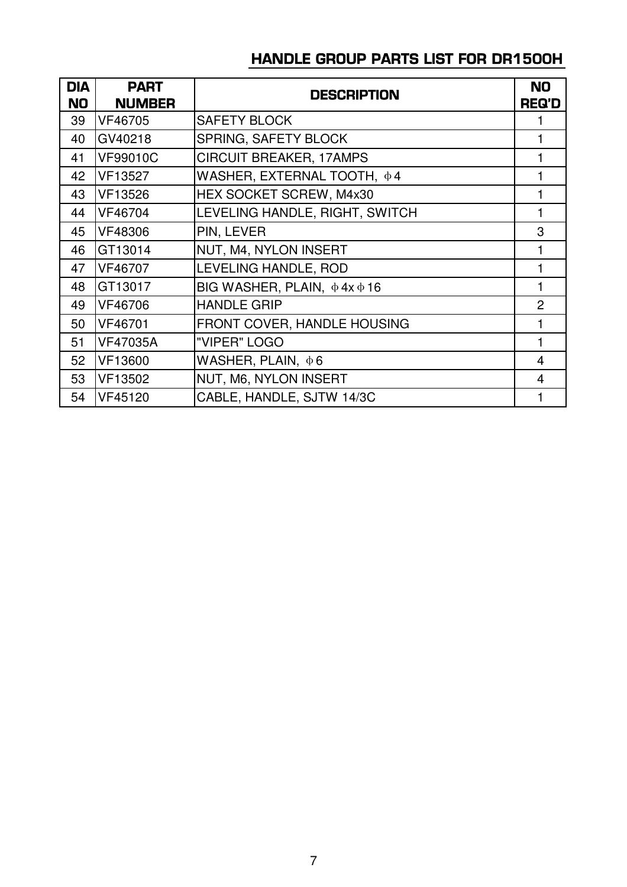## HANDLE GROUP PARTS LIST FOR DR1500H

| DIA NO | PART NUMBER | DESCRIPTION | NO REQ'D |
| --- | --- | --- | --- |
| 39 | VF46705 | SAFETY BLOCK | 1 |
| 40 | GV40218 | SPRING, SAFETY BLOCK | 1 |
| 41 | VF99010C | CIRCUIT BREAKER, 17AMPS | 1 |
| 42 | VF13527 | WASHER, EXTERNAL TOOTH, $\phi$4 | 1 |
| 43 | VF13526 | HEX SOCKET SCREW, M4x30 | 1 |
| 44 | VF46704 | LEVELING HANDLE, RIGHT, SWITCH | 1 |
| 45 | VF48306 | PIN, LEVER | 3 |
| 46 | GT13014 | NUT, M4, NYLON INSERT | 1 |
| 47 | VF46707 | LEVELING HANDLE, ROD | 1 |
| 48 | GT13017 | BIG WASHER, PLAIN, $\phi$4x$\phi$16 | 1 |
| 49 | VF46706 | HANDLE GRIP | 2 |
| 50 | VF46701 | FRONT COVER, HANDLE HOUSING | 1 |
| 51 | VF47035A | "VIPER" LOGO | 1 |
| 52 | VF13600 | WASHER, PLAIN, $\phi$6 | 4 |
| 53 | VF13502 | NUT, M6, NYLON INSERT | 4 |
| 54 | VF45120 | CABLE, HANDLE, SJTW 14/3C | 1 |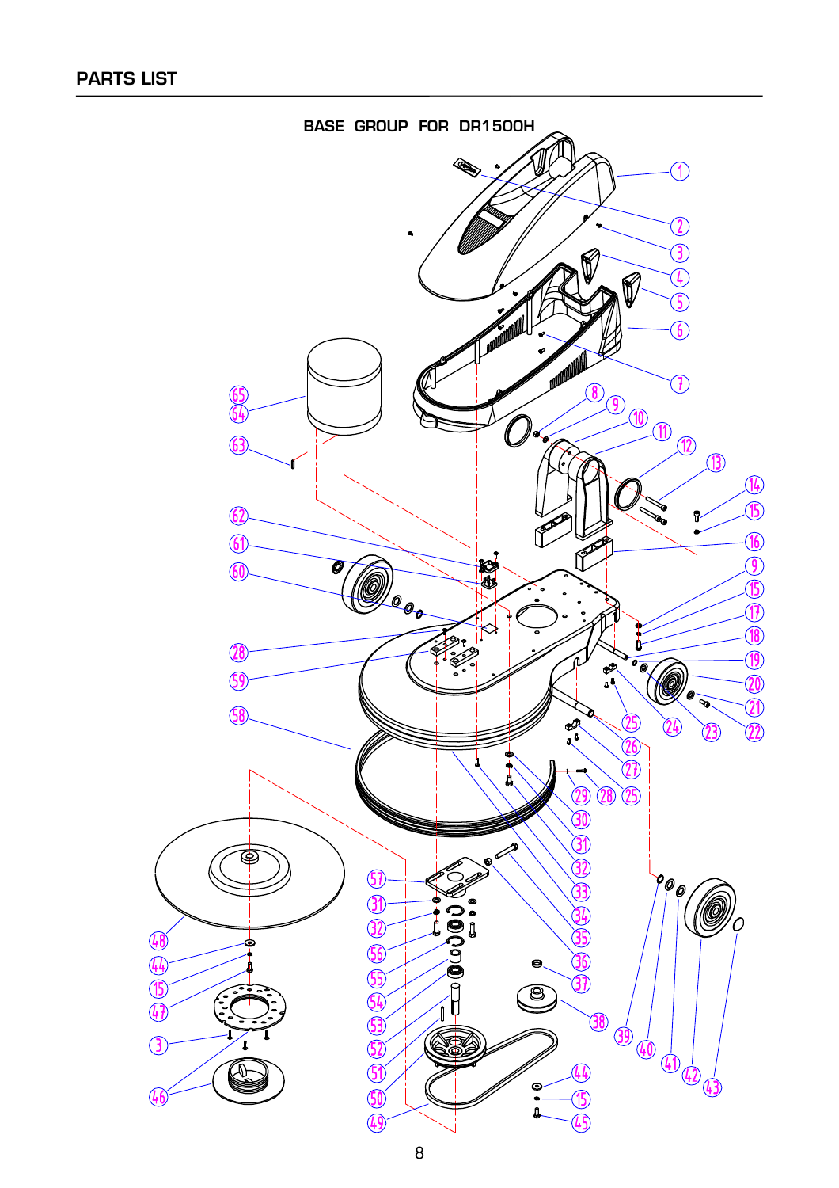## PARTS LIST

BASE GROUP FOR DR1500H

1
2
3
4
5
6
7
8
9
10
11
12
13
14
15
16
17
18
19
20
21
22
23
24
25
26
27
28
29
30
31
32
33
34
35
36
37
38
39
40
41
42
43
44
45
46
47
48
49
50
51
52
53
54
55
56
57
58
59
60
61
62
63
64
65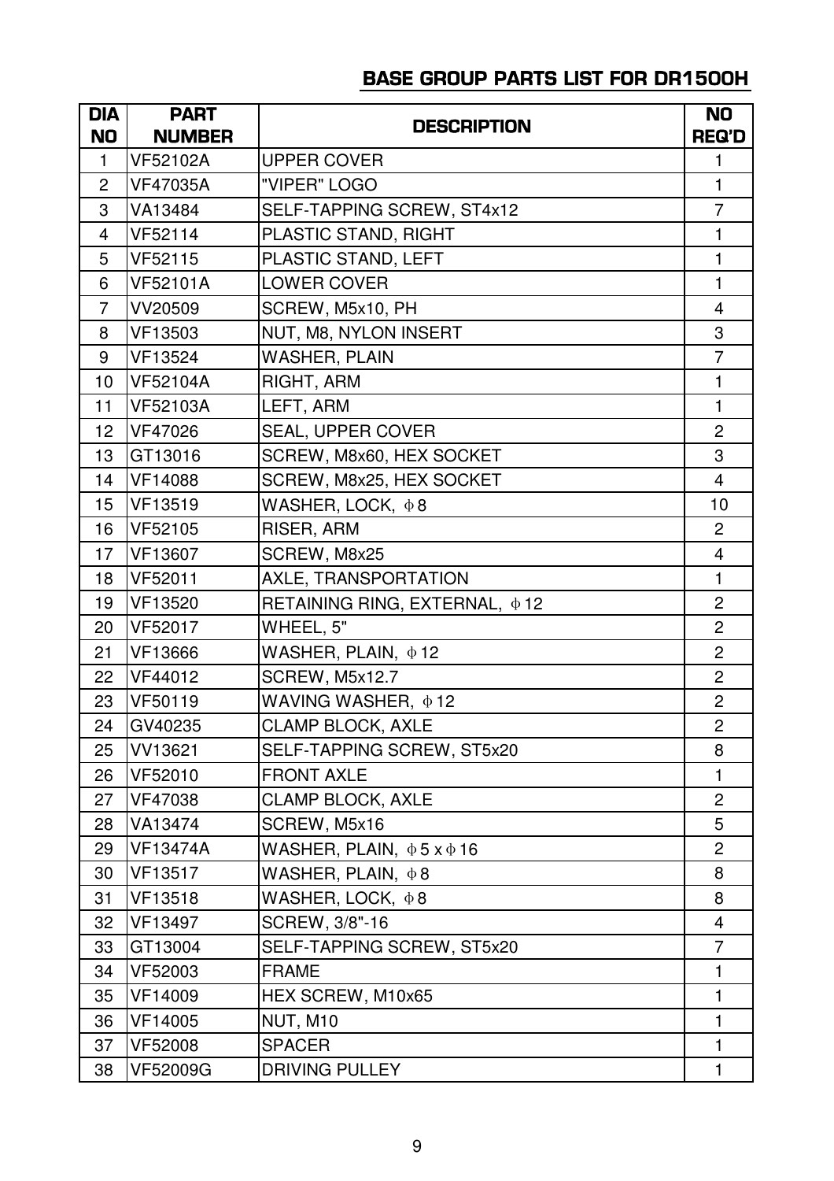## BASE GROUP PARTS LIST FOR DR1500H

| DIA NO | PART NUMBER | DESCRIPTION | NO REQ'D |
|---|---|---|---|
| 1 | VF52102A | UPPER COVER | 1 |
| 2 | VF47035A | "VIPER" LOGO | 1 |
| 3 | VA13484 | SELF-TAPPING SCREW, ST4x12 | 7 |
| 4 | VF52114 | PLASTIC STAND, RIGHT | 1 |
| 5 | VF52115 | PLASTIC STAND, LEFT | 1 |
| 6 | VF52101A | LOWER COVER | 1 |
| 7 | VV20509 | SCREW, M5x10, PH | 4 |
| 8 | VF13503 | NUT, M8, NYLON INSERT | 3 |
| 9 | VF13524 | WASHER, PLAIN | 7 |
| 10 | VF52104A | RIGHT, ARM | 1 |
| 11 | VF52103A | LEFT, ARM | 1 |
| 12 | VF47026 | SEAL, UPPER COVER | 2 |
| 13 | GT13016 | SCREW, M8x60, HEX SOCKET | 3 |
| 14 | VF14088 | SCREW, M8x25, HEX SOCKET | 4 |
| 15 | VF13519 | WASHER, LOCK, $\phi$8 | 10 |
| 16 | VF52105 | RISER, ARM | 2 |
| 17 | VF13607 | SCREW, M8x25 | 4 |
| 18 | VF52011 | AXLE, TRANSPORTATION | 1 |
| 19 | VF13520 | RETAINING RING, EXTERNAL, $\phi$12 | 2 |
| 20 | VF52017 | WHEEL, 5" | 2 |
| 21 | VF13666 | WASHER, PLAIN, $\phi$12 | 2 |
| 22 | VF44012 | SCREW, M5x12.7 | 2 |
| 23 | VF50119 | WAVING WASHER, $\phi$12 | 2 |
| 24 | GV40235 | CLAMP BLOCK, AXLE | 2 |
| 25 | VV13621 | SELF-TAPPING SCREW, ST5x20 | 8 |
| 26 | VF52010 | FRONT AXLE | 1 |
| 27 | VF47038 | CLAMP BLOCK, AXLE | 2 |
| 28 | VA13474 | SCREW, M5x16 | 5 |
| 29 | VF13474A | WASHER, PLAIN, $\phi$5 x $\phi$16 | 2 |
| 30 | VF13517 | WASHER, PLAIN, $\phi$8 | 8 |
| 31 | VF13518 | WASHER, LOCK, $\phi$8 | 8 |
| 32 | VF13497 | SCREW, 3/8"-16 | 4 |
| 33 | GT13004 | SELF-TAPPING SCREW, ST5x20 | 7 |
| 34 | VF52003 | FRAME | 1 |
| 35 | VF14009 | HEX SCREW, M10x65 | 1 |
| 36 | VF14005 | NUT, M10 | 1 |
| 37 | VF52008 | SPACER | 1 |
| 38 | VF52009G | DRIVING PULLEY | 1 |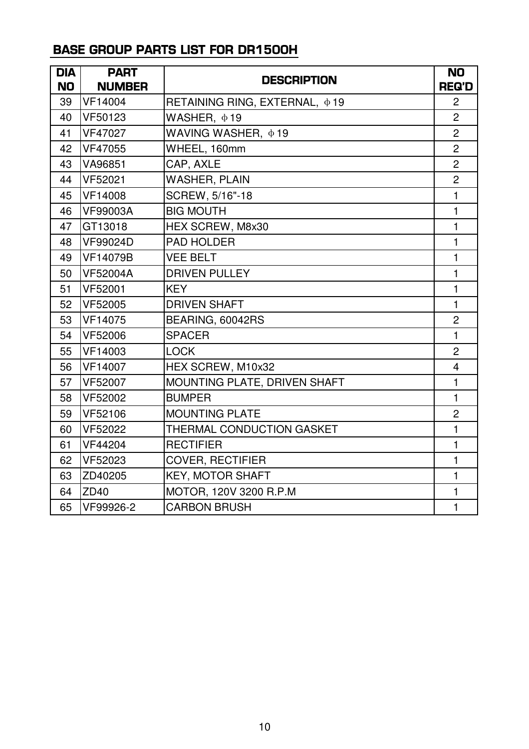## BASE GROUP PARTS LIST FOR DR1500H

| DIA NO | PART NUMBER | DESCRIPTION | NO REQ'D |
|---|---|---|---|
| 39 | VF14004 | RETAINING RING, EXTERNAL, $\phi$19 | 2 |
| 40 | VF50123 | WASHER, $\phi$19 | 2 |
| 41 | VF47027 | WAVING WASHER, $\phi$19 | 2 |
| 42 | VF47055 | WHEEL, 160mm | 2 |
| 43 | VA96851 | CAP, AXLE | 2 |
| 44 | VF52021 | WASHER, PLAIN | 2 |
| 45 | VF14008 | SCREW, 5/16"-18 | 1 |
| 46 | VF99003A | BIG MOUTH | 1 |
| 47 | GT13018 | HEX SCREW, M8x30 | 1 |
| 48 | VF99024D | PAD HOLDER | 1 |
| 49 | VF14079B | VEE BELT | 1 |
| 50 | VF52004A | DRIVEN PULLEY | 1 |
| 51 | VF52001 | KEY | 1 |
| 52 | VF52005 | DRIVEN SHAFT | 1 |
| 53 | VF14075 | BEARING, 60042RS | 2 |
| 54 | VF52006 | SPACER | 1 |
| 55 | VF14003 | LOCK | 2 |
| 56 | VF14007 | HEX SCREW, M10x32 | 4 |
| 57 | VF52007 | MOUNTING PLATE, DRIVEN SHAFT | 1 |
| 58 | VF52002 | BUMPER | 1 |
| 59 | VF52106 | MOUNTING PLATE | 2 |
| 60 | VF52022 | THERMAL CONDUCTION GASKET | 1 |
| 61 | VF44204 | RECTIFIER | 1 |
| 62 | VF52023 | COVER, RECTIFIER | 1 |
| 63 | ZD40205 | KEY, MOTOR SHAFT | 1 |
| 64 | ZD40 | MOTOR, 120V 3200 R.P.M | 1 |
| 65 | VF99926-2 | CARBON BRUSH | 1 |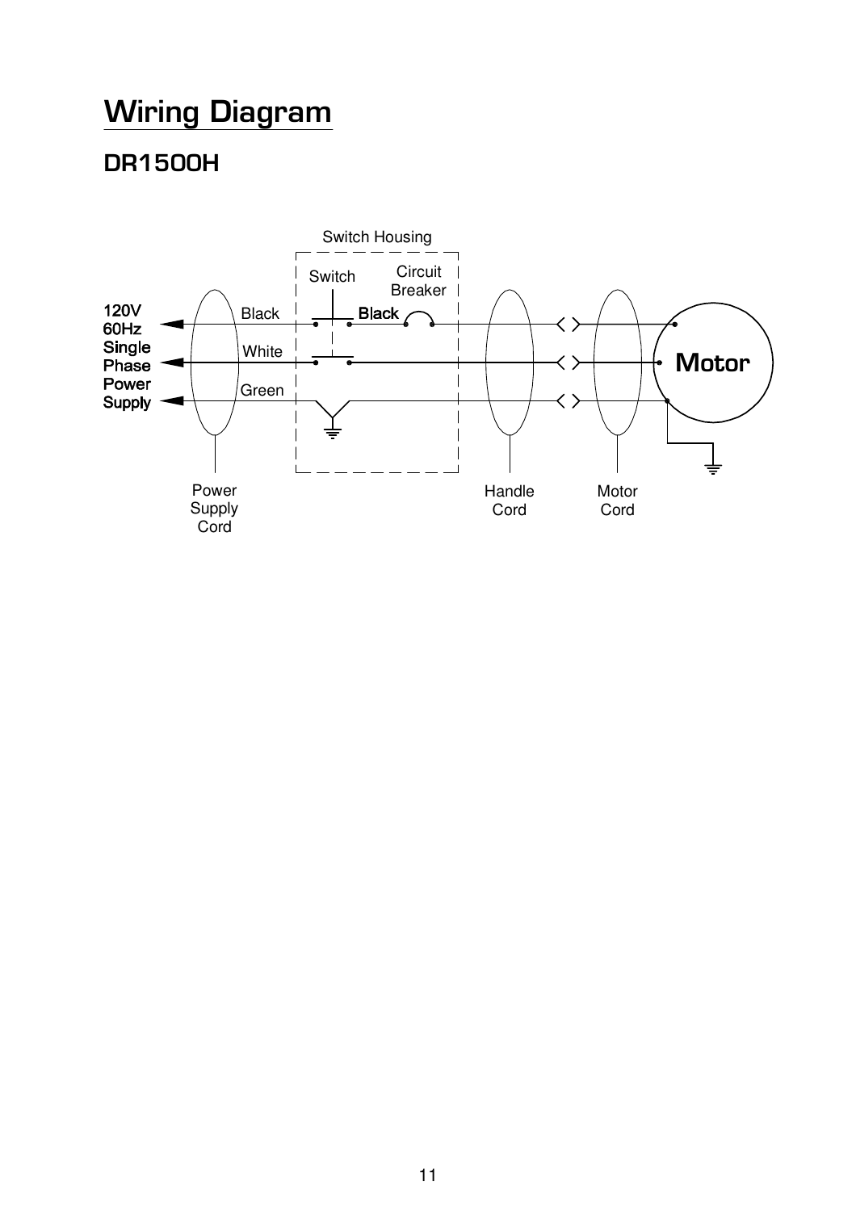# Wiring Diagram

## DR1500H

Switch Housing

Switch

Circuit Breaker

120V
60Hz
Single
Phase
Power
Supply

Black

White

Green

Black

Motor

Power Supply Cord

Handle Cord

Motor Cord